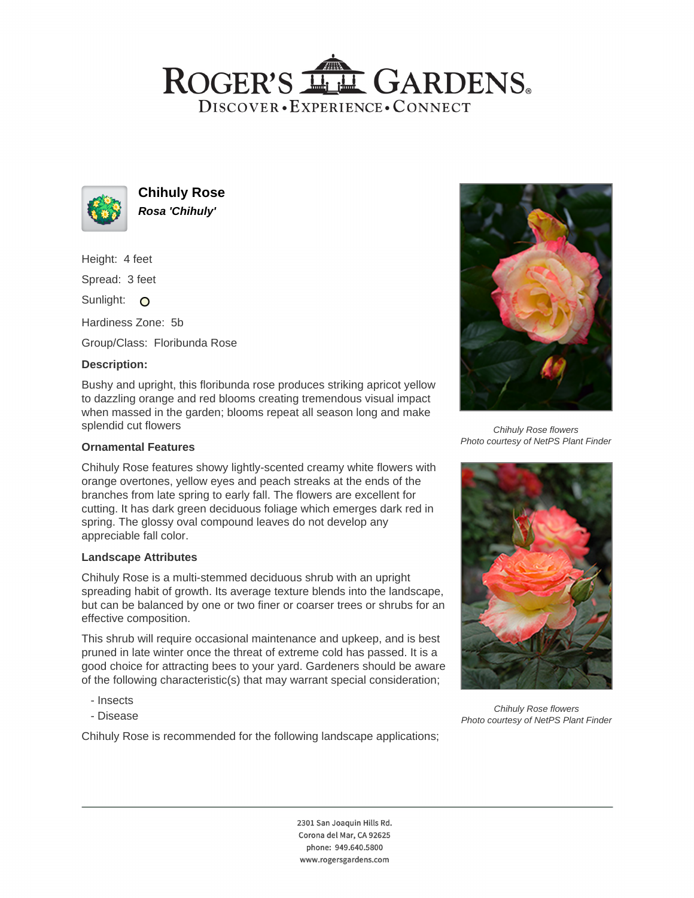# ROGER'S GARDENS

DISCOVER • EXPERIENCE • CONNECT

## Chihuly Rose

***Rosa 'Chihuly'***

Height: 4 feet

Spread: 3 feet

Sunlight:

Hardiness Zone: 5b

Group/Class: Floribunda Rose

### Description:

Bushy and upright, this floribunda rose produces striking apricot yellow to dazzling orange and red blooms creating tremendous visual impact when massed in the garden; blooms repeat all season long and make splendid cut flowers

### Ornamental Features

Chihuly Rose features showy lightly-scented creamy white flowers with orange overtones, yellow eyes and peach streaks at the ends of the branches from late spring to early fall. The flowers are excellent for cutting. It has dark green deciduous foliage which emerges dark red in spring. The glossy oval compound leaves do not develop any appreciable fall color.

### Landscape Attributes

Chihuly Rose is a multi-stemmed deciduous shrub with an upright spreading habit of growth. Its average texture blends into the landscape, but can be balanced by one or two finer or coarser trees or shrubs for an effective composition.

This shrub will require occasional maintenance and upkeep, and is best pruned in late winter once the threat of extreme cold has passed. It is a good choice for attracting bees to your yard. Gardeners should be aware of the following characteristic(s) that may warrant special consideration;

- Insects
- Disease

Chihuly Rose is recommended for the following landscape applications;

*Chihuly Rose flowers*
*Photo courtesy of NetPS Plant Finder*

*Chihuly Rose flowers*
*Photo courtesy of NetPS Plant Finder*

2301 San Joaquin Hills Rd.
Corona del Mar, CA 92625
phone: 949.640.5800
www.rogersgardens.com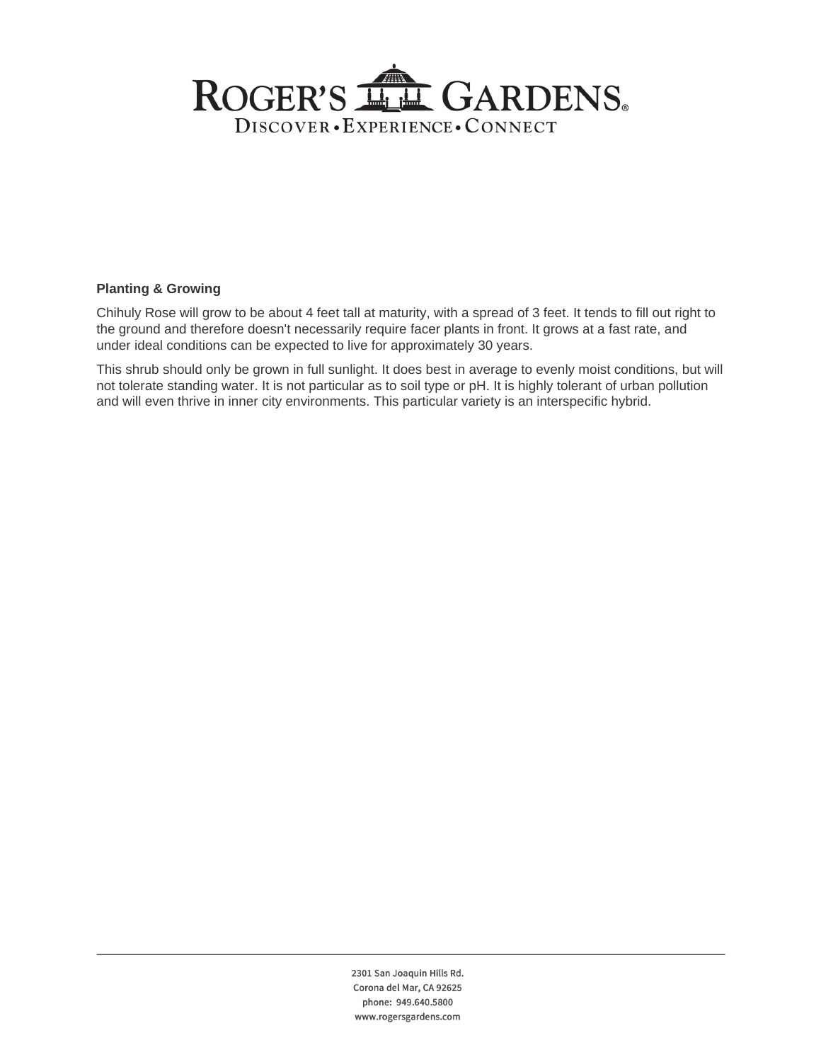**Planting & Growing**

Chihuly Rose will grow to be about 4 feet tall at maturity, with a spread of 3 feet. It tends to fill out right to the ground and therefore doesn't necessarily require facer plants in front. It grows at a fast rate, and under ideal conditions can be expected to live for approximately 30 years.

This shrub should only be grown in full sunlight. It does best in average to evenly moist conditions, but will not tolerate standing water. It is not particular as to soil type or pH. It is highly tolerant of urban pollution and will even thrive in inner city environments. This particular variety is an interspecific hybrid.